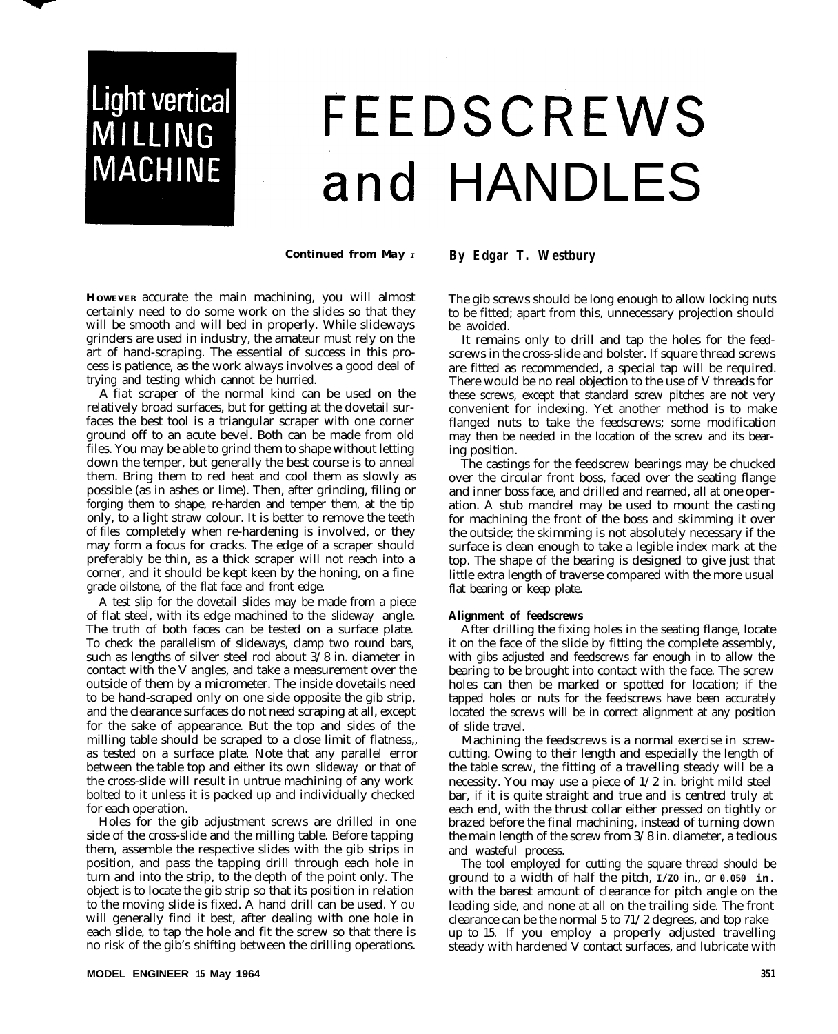Light vertical MILLING MACHINE

# FEEDSCREWS and HANDLES

**Continued from May 1**

**By Edgar T. Westbury**

**HOWEVER** accurate the main machining, you will almost certainly need to do some work on the slides so that they will be smooth and will bed in properly. While slideways grinders are used in industry, the amateur must rely on the art of hand-scraping. The essential of success in this process is patience, as the work always involves a good deal of trying and testing which cannot be hurried.

A fiat scraper of the normal kind can be used on the relatively broad surfaces, but for getting at the dovetail surfaces the best tool is a triangular scraper with one corner ground off to an acute bevel. Both can be made from old files. You may be able to grind them to shape without letting down the temper, but generally the best course is to anneal them. Bring them to red heat and cool them as slowly as possible (as in ashes or lime). Then, after grinding, filing or forging them to shape, re-harden and temper them, at the tip only, to a light straw colour. It is better to remove the teeth of files completely when re-hardening is involved, or they may form a focus for cracks. The edge of a scraper should preferably be thin, as a thick scraper will not reach into a corner, and it should be kept keen by the honing, on a fine grade oilstone, of the flat face and front edge.

A test slip for the dovetail slides may be made from a piece of flat steel, with its edge machined to the slideway angle. The truth of both faces can be tested on a surface plate. To check the parallelism of slideways, clamp two round bars, such as lengths of silver steel rod about 3/8 in. diameter in contact with the V angles, and take a measurement over the outside of them by a micrometer. The inside dovetails need to be hand-scraped only on one side opposite the gib strip, and the clearance surfaces do not need scraping at all, except for the sake of appearance. But the top and sides of the milling table should be scraped to a close limit of flatness,, as tested on a surface plate. Note that any parallel error between the table top and either its own slideway or that of the cross-slide will result in untrue machining of any work bolted to it unless it is packed up and individually checked for each operation.

Holes for the gib adjustment screws are drilled in one side of the cross-slide and the milling table. Before tapping them, assemble the respective slides with the gib strips in position, and pass the tapping drill through each hole in turn and into the strip, to the depth of the point only. The object is to locate the gib strip so that its position in relation to the moving slide is fixed. A hand drill can be used. You will generally find it best, after dealing with one hole in each slide, to tap the hole and fit the screw so that there is no risk of the gib's shifting between the drilling operations.

The gib screws should be long enough to allow locking nuts to be fitted; apart from this, unnecessary projection should be avoided.

It remains only to drill and tap the holes for the feedscrews in the cross-slide and bolster. If square thread screws are fitted as recommended, a special tap will be required. There would be no real objection to the use of V threads for these screws, except that standard screw pitches are not very convenient for indexing. Yet another method is to make flanged nuts to take the feedscrews; some modification may then be needed in the location of the screw and its bearing position.

The castings for the feedscrew bearings may be chucked over the circular front boss, faced over the seating flange and inner boss face, and drilled and reamed, all at one operation. A stub mandrel may be used to mount the casting for machining the front of the boss and skimming it over the outside; the skimming is not absolutely necessary if the surface is clean enough to take a legible index mark at the top. The shape of the bearing is designed to give just that little extra length of traverse compared with the more usual flat bearing or keep plate.

### Alignment of feedscrews

After drilling the fixing holes in the seating flange, locate it on the face of the slide by fitting the complete assembly, with gibs adjusted and feedscrews far enough in to allow the bearing to be brought into contact with the face. The screw holes can then be marked or spotted for location; if the tapped holes or nuts for the feedscrews have been accurately located the screws will be in correct alignment at any position of slide travel.

Machining the feedscrews is a normal exercise in screwcutting. Owing to their length and especially the length of the table screw, the fitting of a travelling steady will be a necessity. You may use a piece of 1/2 in. bright mild steel bar, if it is quite straight and true and is centred truly at each end, with the thrust collar either pressed on tightly or brazed before the final machining, instead of turning down the main length of the screw from 3/8 in. diameter, a tedious and wasteful process.

The tool employed for cutting the square thread should be ground to a width of half the pitch, 1/20 in., or 0.050 in. with the barest amount of clearance for pitch angle on the leading side, and none at all on the trailing side. The front clearance can be the normal 5 to 71/2 degrees, and top rake up to 15. If you employ a properly adjusted travelling steady with hardened V contact surfaces, and lubricate with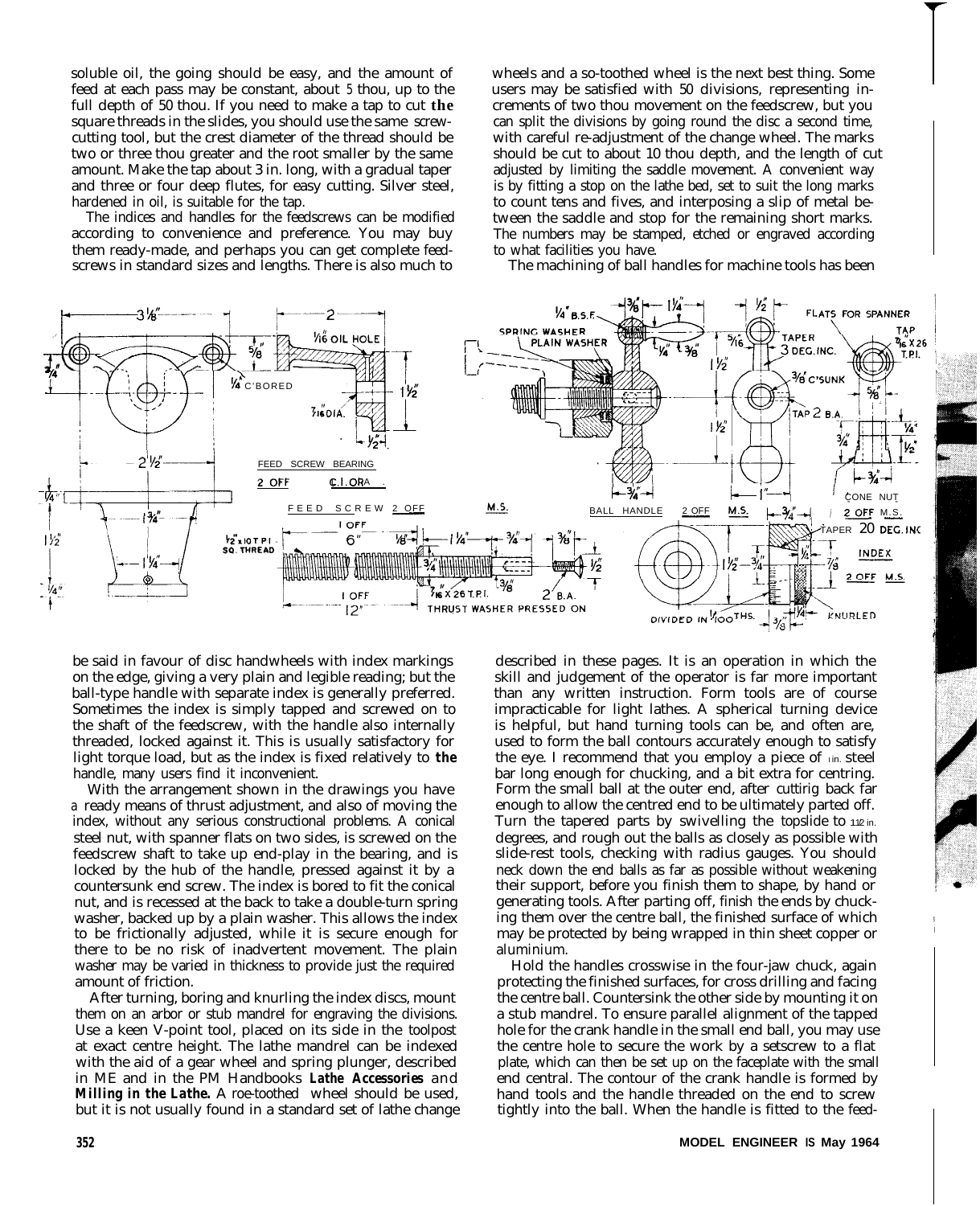soluble oil, the going should be easy, and the amount of feed at each pass may be constant, about 5 thou, up to the full depth of 50 thou. If you need to make a tap to cut the square threads in the slides, you should use the same screwcutting tool, but the crest diameter of the thread should be two or three thou greater and the root smaller by the same amount. Make the tap about 3 in. long, with a gradual taper and three or four deep flutes, for easy cutting. Silver steel, hardened in oil, is suitable for the tap.

The indices and handles for the feedscrews can be modified according to convenience and preference. You may buy them ready-made, and perhaps you can get complete feedscrews in standard sizes and lengths. There is also much to be said in favour of disc handwheels with index markings on the edge, giving a very plain and legible reading; but the ball-type handle with separate index is generally preferred. Sometimes the index is simply tapped and screwed on to the shaft of the feedscrew, with the handle also internally threaded, locked against it. This is usually satisfactory for light torque load, but as the index is fixed relatively to the handle, many users find it inconvenient.

With the arrangement shown in the drawings you have a ready means of thrust adjustment, and also of moving the index, without any serious constructional problems. A conical steel nut, with spanner flats on two sides, is screwed on the feedscrew shaft to take up end-play in the bearing, and is locked by the hub of the handle, pressed against it by a countersunk end screw. The index is bored to fit the conical nut, and is recessed at the back to take a double-turn spring washer, backed up by a plain washer. This allows the index to be frictionally adjusted, while it is secure enough for there to be no risk of inadvertent movement. The plain washer may be varied in thickness to provide just the required amount of friction.

After turning, boring and knurling the index discs, mount them on an arbor or stub mandrel for engraving the divisions. Use a keen V-point tool, placed on its side in the toolpost at exact centre height. The lathe mandrel can be indexed with the aid of a gear wheel and spring plunger, described in ME and in the PM Handbooks ***Lathe Accessories*** and ***Milling in the Lathe.*** A roe-toothed wheel should be used, but it is not usually found in a standard set of lathe change wheels and a so-toothed wheel is the next best thing. Some users may be satisfied with 50 divisions, representing increments of two thou movement on the feedscrew, but you can split the divisions by going round the disc a second time, with careful re-adjustment of the change wheel. The marks should be cut to about 10 thou depth, and the length of cut adjusted by limiting the saddle movement. A convenient way is by fitting a stop on the lathe bed, set to suit the long marks to count tens and fives, and interposing a slip of metal between the saddle and stop for the remaining short marks. The numbers may be stamped, etched or engraved according to what facilities you have.

The machining of ball handles for machine tools has been described in these pages. It is an operation in which the skill and judgement of the operator is far more important than any written instruction. Form tools are of course impracticable for light lathes. A spherical turning device is helpful, but hand turning tools can be, and often are, used to form the ball contours accurately enough to satisfy the eye. I recommend that you employ a piece of 1 in. steel bar long enough for chucking, and a bit extra for centring. Form the small ball at the outer end, after cutting back far enough to allow the centred end to be ultimately parted off. Turn the tapered parts by swivelling the topslide to 11½ in. degrees, and rough out the balls as closely as possible with slide-rest tools, checking with radius gauges. You should neck down the end balls as far as possible without weakening their support, before you finish them to shape, by hand or generating tools. After parting off, finish the ends by chucking them over the centre ball, the finished surface of which may be protected by being wrapped in thin sheet copper or aluminium.

Hold the handles crosswise in the four-jaw chuck, again protecting the finished surfaces, for cross drilling and facing the centre ball. Countersink the other side by mounting it on a stub mandrel. To ensure parallel alignment of the tapped hole for the crank handle in the small end ball, you may use the centre hole to secure the work by a setscrew to a flat plate, which can then be set up on the faceplate with the small end central. The contour of the crank handle is formed by hand tools and the handle threaded on the end to screw tightly into the ball. When the handle is fitted to the feed-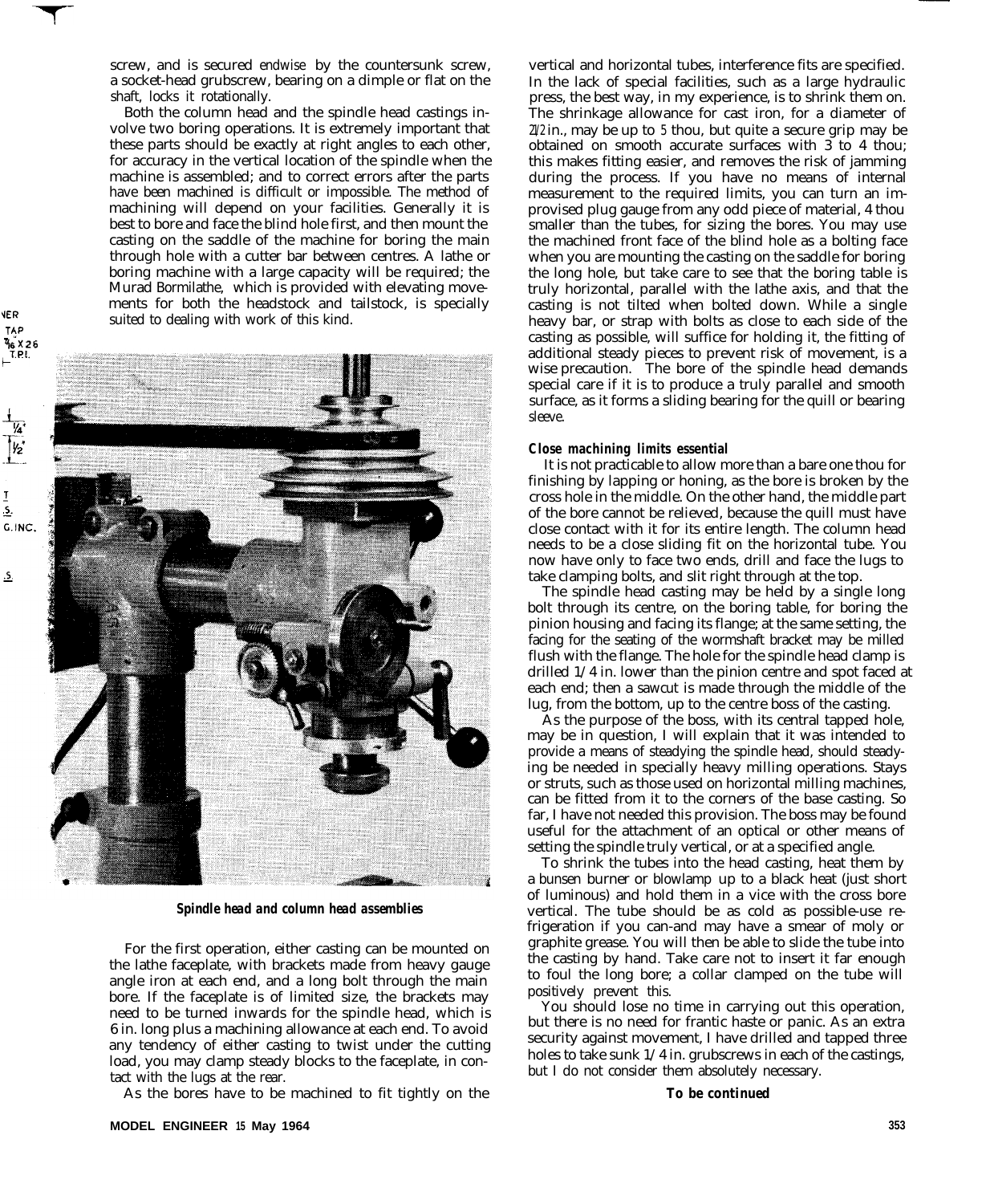screw, and is secured endwise by the countersunk screw, a socket-head grubscrew, bearing on a dimple or flat on the shaft, locks it rotationally.

Both the column head and the spindle head castings involve two boring operations. It is extremely important that these parts should be exactly at right angles to each other, for accuracy in the vertical location of the spindle when the machine is assembled; and to correct errors after the parts have been machined is difficult or impossible. The method of machining will depend on your facilities. Generally it is best to bore and face the blind hole first, and then mount the casting on the saddle of the machine for boring the main through hole with a cutter bar between centres. A lathe or boring machine with a large capacity will be required; the Murad Bormilathe, which is provided with elevating movements for both the headstock and tailstock, is specially suited to dealing with work of this kind.

*Spindle head and column head assemblies*

For the first operation, either casting can be mounted on the lathe faceplate, with brackets made from heavy gauge angle iron at each end, and a long bolt through the main bore. If the faceplate is of limited size, the brackets may need to be turned inwards for the spindle head, which is 6 in. long plus a machining allowance at each end. To avoid any tendency of either casting to twist under the cutting load, you may clamp steady blocks to the faceplate, in contact with the lugs at the rear.

As the bores have to be machined to fit tightly on the vertical and horizontal tubes, interference fits are specified. In the lack of special facilities, such as a large hydraulic press, the best way, in my experience, is to shrink them on. The shrinkage allowance for cast iron, for a diameter of 2½ in., may be up to 5 thou, but quite a secure grip may be obtained on smooth accurate surfaces with 3 to 4 thou; this makes fitting easier, and removes the risk of jamming during the process. If you have no means of internal measurement to the required limits, you can turn an improvised plug gauge from any odd piece of material, 4 thou smaller than the tubes, for sizing the bores. You may use the machined front face of the blind hole as a bolting face when you are mounting the casting on the saddle for boring the long hole, but take care to see that the boring table is truly horizontal, parallel with the lathe axis, and that the casting is not tilted when bolted down. While a single heavy bar, or strap with bolts as close to each side of the casting as possible, will suffice for holding it, the fitting of additional steady pieces to prevent risk of movement, is a wise precaution. The bore of the spindle head demands special care if it is to produce a truly parallel and smooth surface, as it forms a sliding bearing for the quill or bearing sleeve.

### Close machining limits essential

It is not practicable to allow more than a bare one thou for finishing by lapping or honing, as the bore is broken by the cross hole in the middle. On the other hand, the middle part of the bore cannot be relieved, because the quill must have close contact with it for its entire length. The column head needs to be a close sliding fit on the horizontal tube. You now have only to face two ends, drill and face the lugs to take clamping bolts, and slit right through at the top.

The spindle head casting may be held by a single long bolt through its centre, on the boring table, for boring the pinion housing and facing its flange; at the same setting, the facing for the seating of the wormshaft bracket may be milled flush with the flange. The hole for the spindle head clamp is drilled 1/4 in. lower than the pinion centre and spot faced at each end; then a sawcut is made through the middle of the lug, from the bottom, up to the centre boss of the casting.

As the purpose of the boss, with its central tapped hole, may be in question, I will explain that it was intended to provide a means of steadying the spindle head, should steadying be needed in specially heavy milling operations. Stays or struts, such as those used on horizontal milling machines, can be fitted from it to the corners of the base casting. So far, I have not needed this provision. The boss may be found useful for the attachment of an optical or other means of setting the spindle truly vertical, or at a specified angle.

To shrink the tubes into the head casting, heat them by a bunsen burner or blowlamp up to a black heat (just short of luminous) and hold them in a vice with the cross bore vertical. The tube should be as cold as possible-use refrigeration if you can-and may have a smear of moly or graphite grease. You will then be able to slide the tube into the casting by hand. Take care not to insert it far enough to foul the long bore; a collar clamped on the tube will positively prevent this.

You should lose no time in carrying out this operation, but there is no need for frantic haste or panic. As an extra security against movement, I have drilled and tapped three holes to take sunk 1/4 in. grubscrews in each of the castings, but I do not consider them absolutely necessary.

**To be continued**